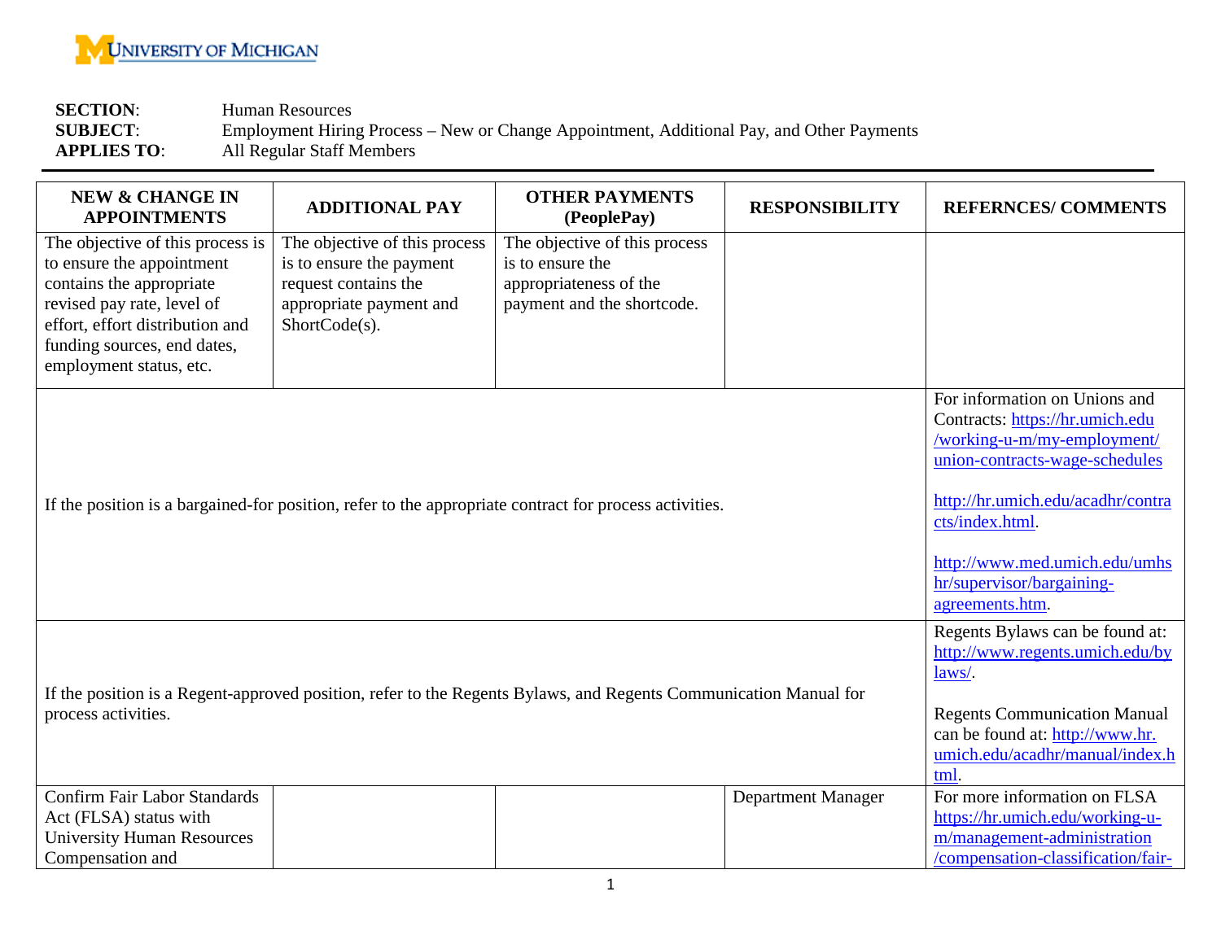UNIVERSITY OF MICHIGAN

**SECTION**: Human Resources
**SUBJECT**: Employment Hiring Process – New or Change Appointment, Additional Pay, and Other Payments
**APPLIES TO**: All Regular Staff Members

| NEW & CHANGE IN APPOINTMENTS | ADDITIONAL PAY | OTHER PAYMENTS (PeoplePay) | RESPONSIBILITY | REFERNCES/ COMMENTS |
|---|---|---|---|---|
| The objective of this process is to ensure the appointment contains the appropriate revised pay rate, level of effort, effort distribution and funding sources, end dates, employment status, etc. | The objective of this process is to ensure the payment request contains the appropriate payment and ShortCode(s). | The objective of this process is to ensure the appropriateness of the payment and the shortcode. | | |
| If the position is a bargained-for position, refer to the appropriate contract for process activities. | | | | For information on Unions and Contracts: https://hr.umich.edu/working-u-m/my-employment/union-contracts-wage-schedules <br><br> http://hr.umich.edu/acadhr/contracts/index.html. <br><br> http://www.med.umich.edu/umhshr/supervisor/bargaining-agreements.htm. |
| If the position is a Regent-approved position, refer to the Regents Bylaws, and Regents Communication Manual for process activities. | | | | Regents Bylaws can be found at: http://www.regents.umich.edu/bylaws/. <br><br> Regents Communication Manual can be found at: http://www.hr.umich.edu/acadhr/manual/index.html. |
| Confirm Fair Labor Standards Act (FLSA) status with University Human Resources Compensation and | | | Department Manager | For more information on FLSA https://hr.umich.edu/working-u-m/management-administration/compensation-classification/fair- |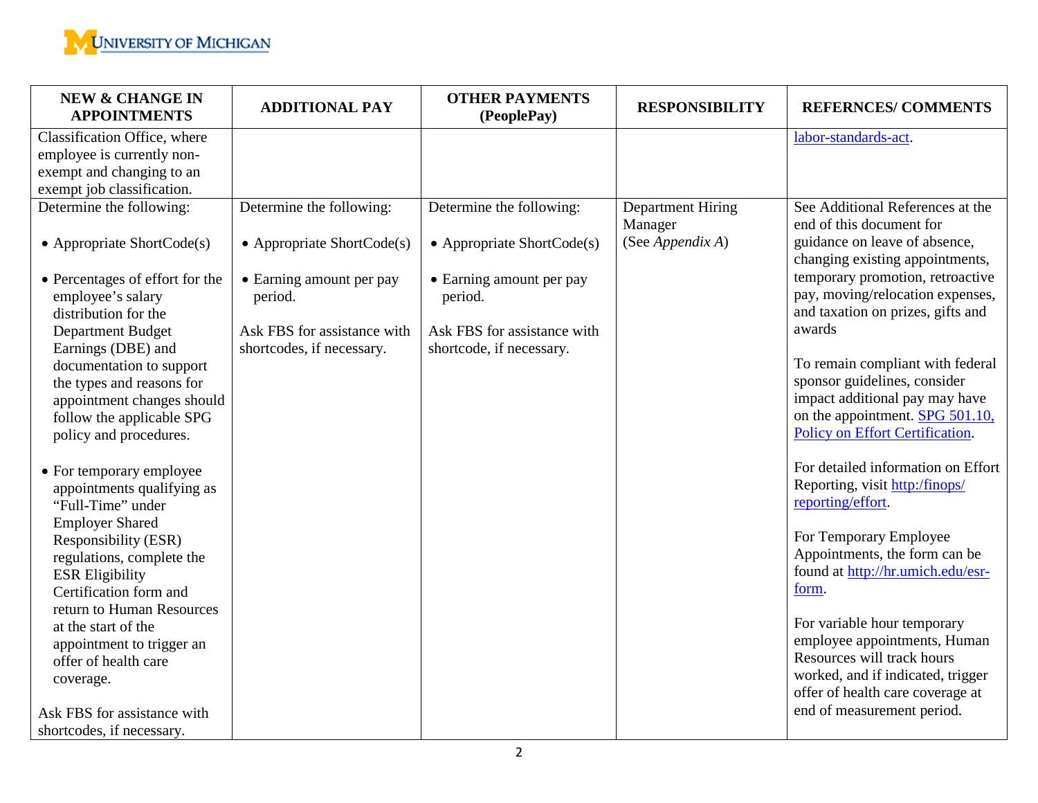| NEW & CHANGE IN APPOINTMENTS | ADDITIONAL PAY | OTHER PAYMENTS (PeoplePay) | RESPONSIBILITY | REFERNCES/ COMMENTS |
|---|---|---|---|---|
| Classification Office, where employee is currently non-exempt and changing to an exempt job classification. | | | | labor-standards-act. |
| Determine the following:<br><br>• Appropriate ShortCode(s)<br><br>• Percentages of effort for the employee's salary distribution for the Department Budget Earnings (DBE) and documentation to support the types and reasons for appointment changes should follow the applicable SPG policy and procedures.<br><br>• For temporary employee appointments qualifying as "Full-Time" under Employer Shared Responsibility (ESR) regulations, complete the ESR Eligibility Certification form and return to Human Resources at the start of the appointment to trigger an offer of health care coverage.<br><br>Ask FBS for assistance with shortcodes, if necessary. | Determine the following:<br><br>• Appropriate ShortCode(s)<br><br>• Earning amount per pay period.<br><br>Ask FBS for assistance with shortcodes, if necessary. | Determine the following:<br><br>• Appropriate ShortCode(s)<br><br>• Earning amount per pay period.<br><br>Ask FBS for assistance with shortcode, if necessary. | Department Hiring Manager<br>(See *Appendix A*) | See Additional References at the end of this document for guidance on leave of absence, changing existing appointments, temporary promotion, retroactive pay, moving/relocation expenses, and taxation on prizes, gifts and awards<br><br>To remain compliant with federal sponsor guidelines, consider impact additional pay may have on the appointment. SPG 501.10, Policy on Effort Certification.<br><br>For detailed information on Effort Reporting, visit http:/finops/ reporting/effort.<br><br>For Temporary Employee Appointments, the form can be found at http://hr.umich.edu/esr-form.<br><br>For variable hour temporary employee appointments, Human Resources will track hours worked, and if indicated, trigger offer of health care coverage at end of measurement period. |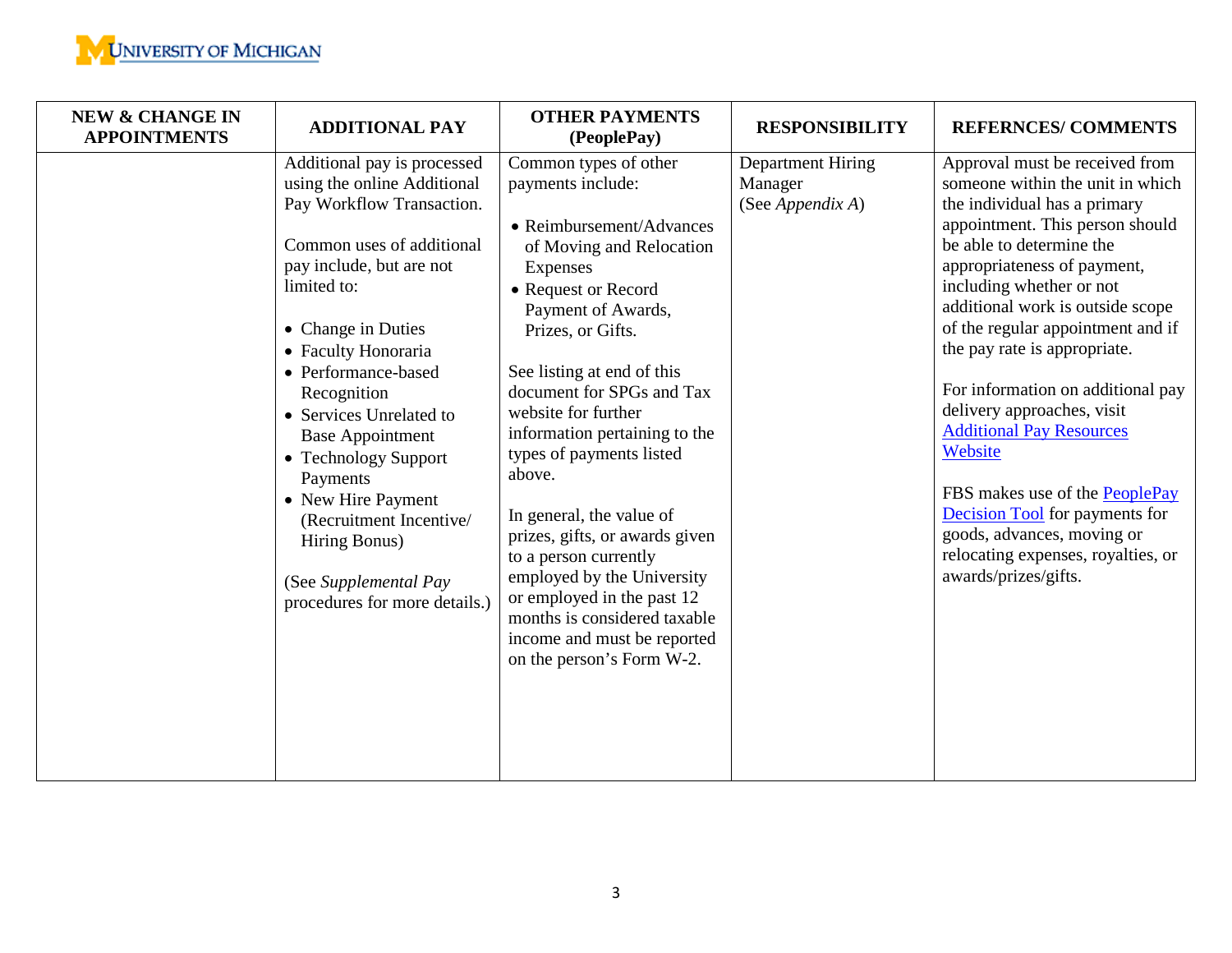| NEW & CHANGE IN APPOINTMENTS | ADDITIONAL PAY | OTHER PAYMENTS (PeoplePay) | RESPONSIBILITY | REFERNCES/ COMMENTS |
|---|---|---|---|---|
| | Additional pay is processed using the online Additional Pay Workflow Transaction.<br><br>Common uses of additional pay include, but are not limited to:<br><br>• Change in Duties<br>• Faculty Honoraria<br>• Performance-based Recognition<br>• Services Unrelated to Base Appointment<br>• Technology Support Payments<br>• New Hire Payment (Recruitment Incentive/ Hiring Bonus)<br><br>(See *Supplemental Pay* procedures for more details.) | Common types of other payments include:<br><br>• Reimbursement/Advances of Moving and Relocation Expenses<br>• Request or Record Payment of Awards, Prizes, or Gifts.<br><br>See listing at end of this document for SPGs and Tax website for further information pertaining to the types of payments listed above.<br><br>In general, the value of prizes, gifts, or awards given to a person currently employed by the University or employed in the past 12 months is considered taxable income and must be reported on the person's Form W-2. | Department Hiring Manager (See *Appendix A*) | Approval must be received from someone within the unit in which the individual has a primary appointment. This person should be able to determine the appropriateness of payment, including whether or not additional work is outside scope of the regular appointment and if the pay rate is appropriate.<br><br>For information on additional pay delivery approaches, visit Additional Pay Resources Website<br><br>FBS makes use of the PeoplePay Decision Tool for payments for goods, advances, moving or relocating expenses, royalties, or awards/prizes/gifts. |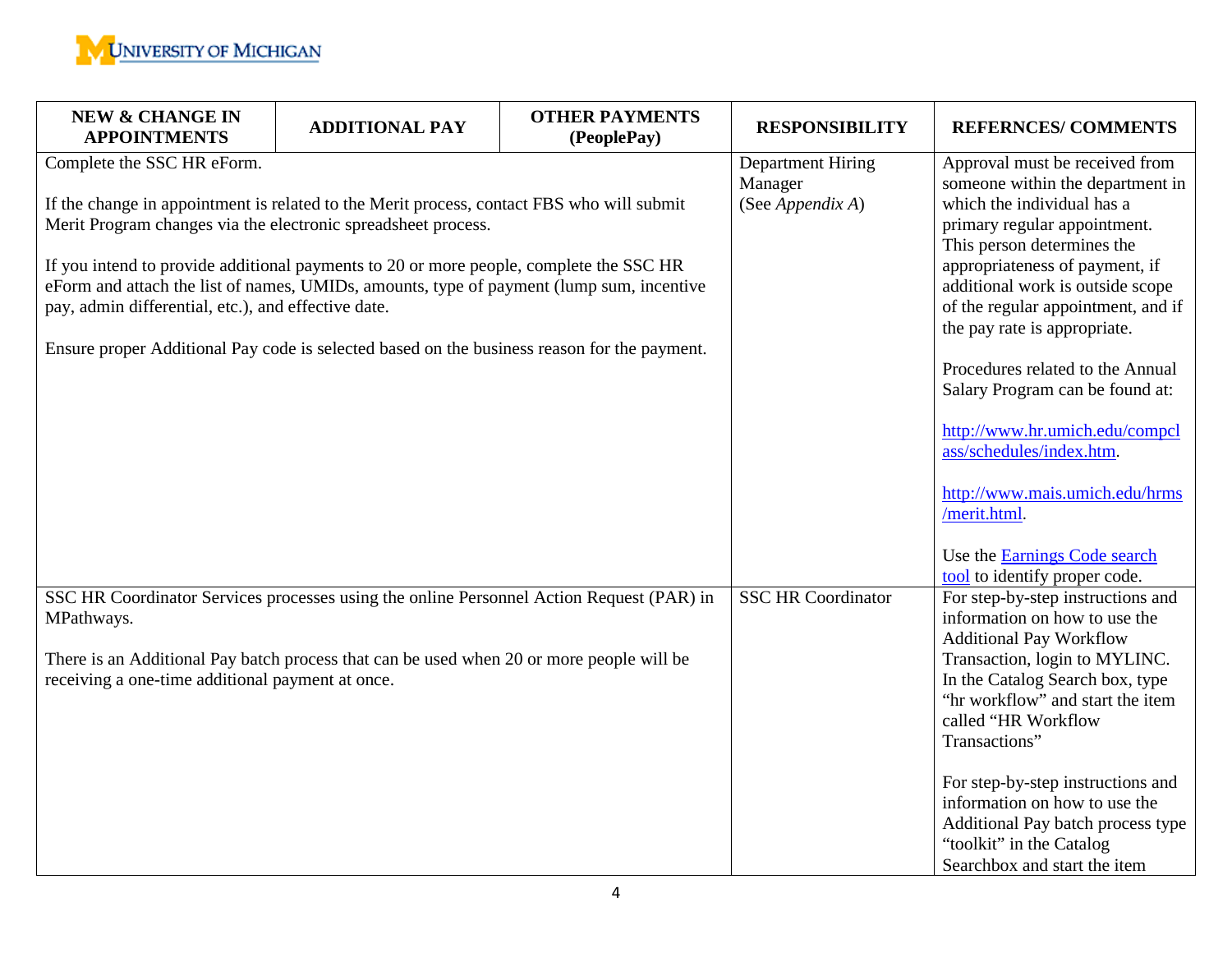| NEW & CHANGE IN APPOINTMENTS | ADDITIONAL PAY | OTHER PAYMENTS (PeoplePay) | RESPONSIBILITY | REFERNCES/ COMMENTS |
|---|---|---|---|---|
| Complete the SSC HR eForm.<br><br>If the change in appointment is related to the Merit process, contact FBS who will submit Merit Program changes via the electronic spreadsheet process.<br><br>If you intend to provide additional payments to 20 or more people, complete the SSC HR eForm and attach the list of names, UMIDs, amounts, type of payment (lump sum, incentive pay, admin differential, etc.), and effective date.<br><br>Ensure proper Additional Pay code is selected based on the business reason for the payment. | | | Department Hiring Manager (See *Appendix A*) | Approval must be received from someone within the department in which the individual has a primary regular appointment. This person determines the appropriateness of payment, if additional work is outside scope of the regular appointment, and if the pay rate is appropriate.<br><br>Procedures related to the Annual Salary Program can be found at:<br><br>http://www.hr.umich.edu/compclass/schedules/index.htm.<br><br>http://www.mais.umich.edu/hrms/merit.html.<br><br>Use the Earnings Code search tool to identify proper code. |
| SSC HR Coordinator Services processes using the online Personnel Action Request (PAR) in MPathways.<br><br>There is an Additional Pay batch process that can be used when 20 or more people will be receiving a one-time additional payment at once. | | | SSC HR Coordinator | For step-by-step instructions and information on how to use the Additional Pay Workflow Transaction, login to MYLINC. In the Catalog Search box, type "hr workflow" and start the item called "HR Workflow Transactions"<br><br>For step-by-step instructions and information on how to use the Additional Pay batch process type "toolkit" in the Catalog Searchbox and start the item |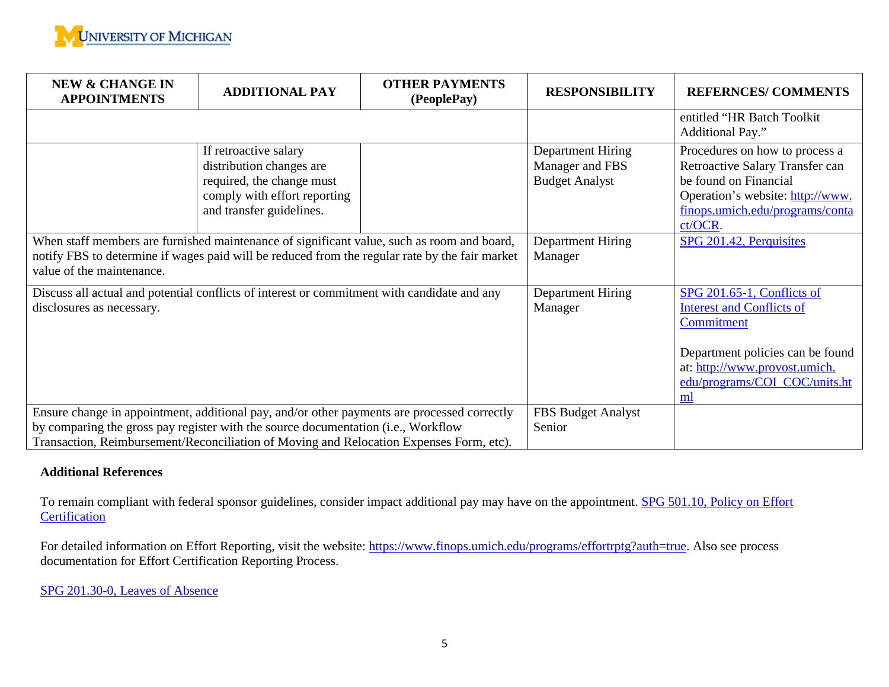| NEW & CHANGE IN APPOINTMENTS | ADDITIONAL PAY | OTHER PAYMENTS (PeoplePay) | RESPONSIBILITY | REFERNCES/ COMMENTS |
|---|---|---|---|---|
| | | | | entitled "HR Batch Toolkit Additional Pay." |
| | If retroactive salary distribution changes are required, the change must comply with effort reporting and transfer guidelines. | | Department Hiring Manager and FBS Budget Analyst | Procedures on how to process a Retroactive Salary Transfer can be found on Financial Operation's website: [http://www.finops.umich.edu/programs/contact/OCR](http://www.finops.umich.edu/programs/contact/OCR). |
| When staff members are furnished maintenance of significant value, such as room and board, notify FBS to determine if wages paid will be reduced from the regular rate by the fair market value of the maintenance. | | | Department Hiring Manager | SPG 201.42, Perquisites |
| Discuss all actual and potential conflicts of interest or commitment with candidate and any disclosures as necessary. | | | Department Hiring Manager | SPG 201.65-1, Conflicts of Interest and Conflicts of Commitment<br><br>Department policies can be found at: [http://www.provost.umich.edu/programs/COI_COC/units.html](http://www.provost.umich.edu/programs/COI_COC/units.html) |
| Ensure change in appointment, additional pay, and/or other payments are processed correctly by comparing the gross pay register with the source documentation (i.e., Workflow Transaction, Reimbursement/Reconciliation of Moving and Relocation Expenses Form, etc). | | | FBS Budget Analyst Senior | |

**Additional References**

To remain compliant with federal sponsor guidelines, consider impact additional pay may have on the appointment. SPG 501.10, Policy on Effort Certification

For detailed information on Effort Reporting, visit the website: [https://www.finops.umich.edu/programs/effortrptg?auth=true](https://www.finops.umich.edu/programs/effortrptg?auth=true). Also see process documentation for Effort Certification Reporting Process.

SPG 201.30-0, Leaves of Absence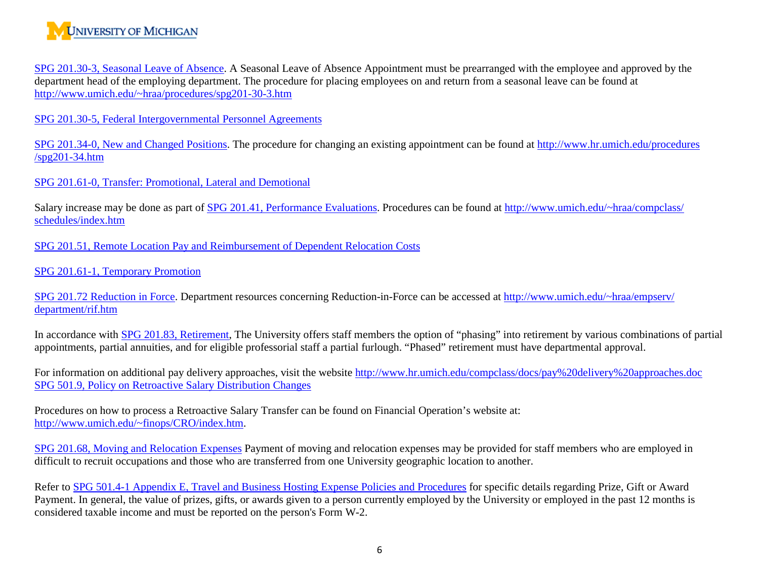SPG 201.30-3, Seasonal Leave of Absence. A Seasonal Leave of Absence Appointment must be prearranged with the employee and approved by the department head of the employing department. The procedure for placing employees on and return from a seasonal leave can be found at http://www.umich.edu/~hraa/procedures/spg201-30-3.htm

SPG 201.30-5, Federal Intergovernmental Personnel Agreements

SPG 201.34-0, New and Changed Positions. The procedure for changing an existing appointment can be found at http://www.hr.umich.edu/procedures/spg201-34.htm

SPG 201.61-0, Transfer: Promotional, Lateral and Demotional

Salary increase may be done as part of SPG 201.41, Performance Evaluations. Procedures can be found at http://www.umich.edu/~hraa/compclass/schedules/index.htm

SPG 201.51, Remote Location Pay and Reimbursement of Dependent Relocation Costs

SPG 201.61-1, Temporary Promotion

SPG 201.72 Reduction in Force. Department resources concerning Reduction-in-Force can be accessed at http://www.umich.edu/~hraa/empserv/department/rif.htm

In accordance with SPG 201.83, Retirement, The University offers staff members the option of "phasing" into retirement by various combinations of partial appointments, partial annuities, and for eligible professorial staff a partial furlough. "Phased" retirement must have departmental approval.

For information on additional pay delivery approaches, visit the website http://www.hr.umich.edu/compclass/docs/pay%20delivery%20approaches.doc
SPG 501.9, Policy on Retroactive Salary Distribution Changes

Procedures on how to process a Retroactive Salary Transfer can be found on Financial Operation's website at: http://www.umich.edu/~finops/CRO/index.htm.

SPG 201.68, Moving and Relocation Expenses Payment of moving and relocation expenses may be provided for staff members who are employed in difficult to recruit occupations and those who are transferred from one University geographic location to another.

Refer to SPG 501.4-1 Appendix E, Travel and Business Hosting Expense Policies and Procedures for specific details regarding Prize, Gift or Award Payment. In general, the value of prizes, gifts, or awards given to a person currently employed by the University or employed in the past 12 months is considered taxable income and must be reported on the person's Form W-2.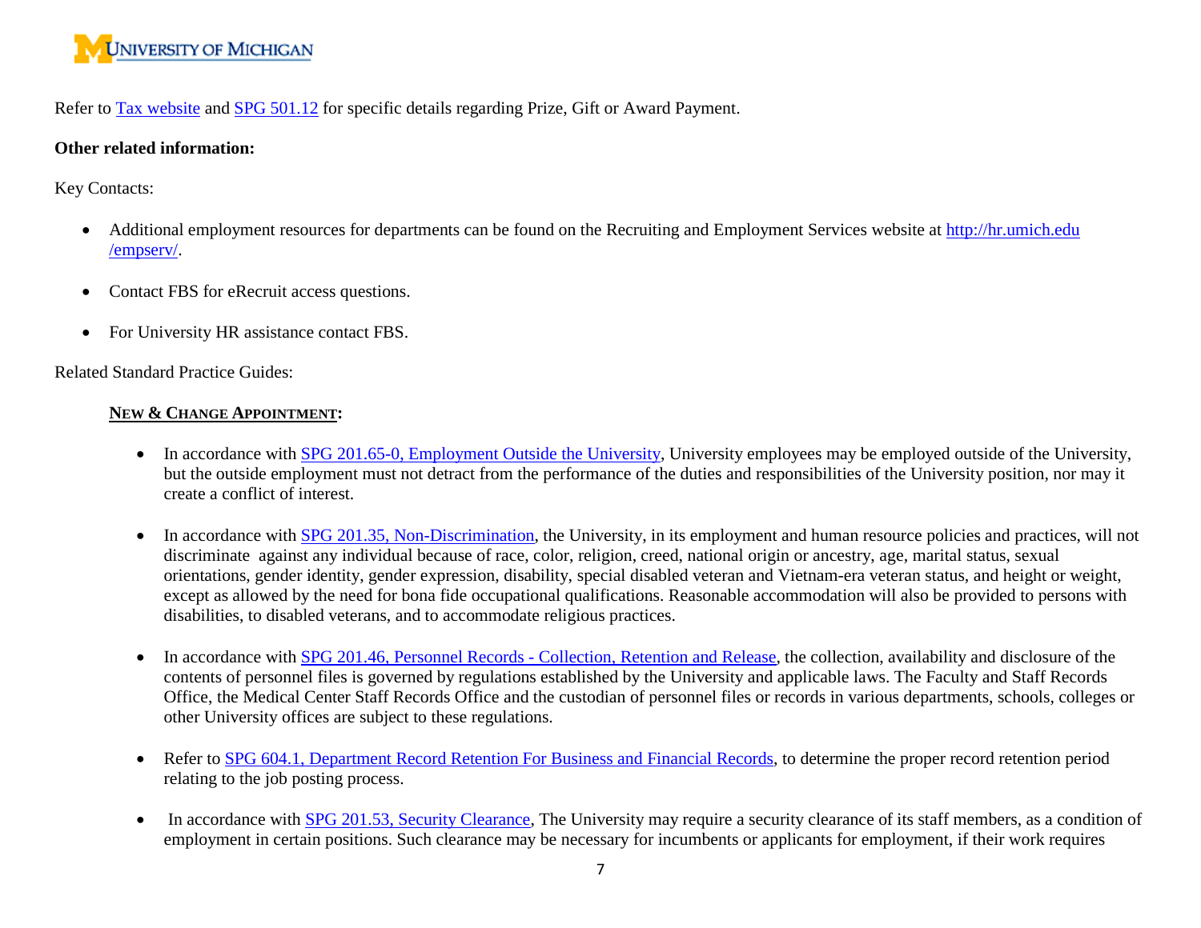Refer to [Tax website](#) and [SPG 501.12](#) for specific details regarding Prize, Gift or Award Payment.

**Other related information:**

Key Contacts:

- Additional employment resources for departments can be found on the Recruiting and Employment Services website at [http://hr.umich.edu /empserv/](http://hr.umich.edu/empserv/).
- Contact FBS for eRecruit access questions.
- For University HR assistance contact FBS.

Related Standard Practice Guides:

**NEW & CHANGE APPOINTMENT:**

- In accordance with [SPG 201.65-0, Employment Outside the University](#), University employees may be employed outside of the University, but the outside employment must not detract from the performance of the duties and responsibilities of the University position, nor may it create a conflict of interest.
- In accordance with [SPG 201.35, Non-Discrimination](#), the University, in its employment and human resource policies and practices, will not discriminate against any individual because of race, color, religion, creed, national origin or ancestry, age, marital status, sexual orientations, gender identity, gender expression, disability, special disabled veteran and Vietnam-era veteran status, and height or weight, except as allowed by the need for bona fide occupational qualifications. Reasonable accommodation will also be provided to persons with disabilities, to disabled veterans, and to accommodate religious practices.
- In accordance with [SPG 201.46, Personnel Records - Collection, Retention and Release](#), the collection, availability and disclosure of the contents of personnel files is governed by regulations established by the University and applicable laws. The Faculty and Staff Records Office, the Medical Center Staff Records Office and the custodian of personnel files or records in various departments, schools, colleges or other University offices are subject to these regulations.
- Refer to [SPG 604.1, Department Record Retention For Business and Financial Records](#), to determine the proper record retention period relating to the job posting process.
- In accordance with [SPG 201.53, Security Clearance](#), The University may require a security clearance of its staff members, as a condition of employment in certain positions. Such clearance may be necessary for incumbents or applicants for employment, if their work requires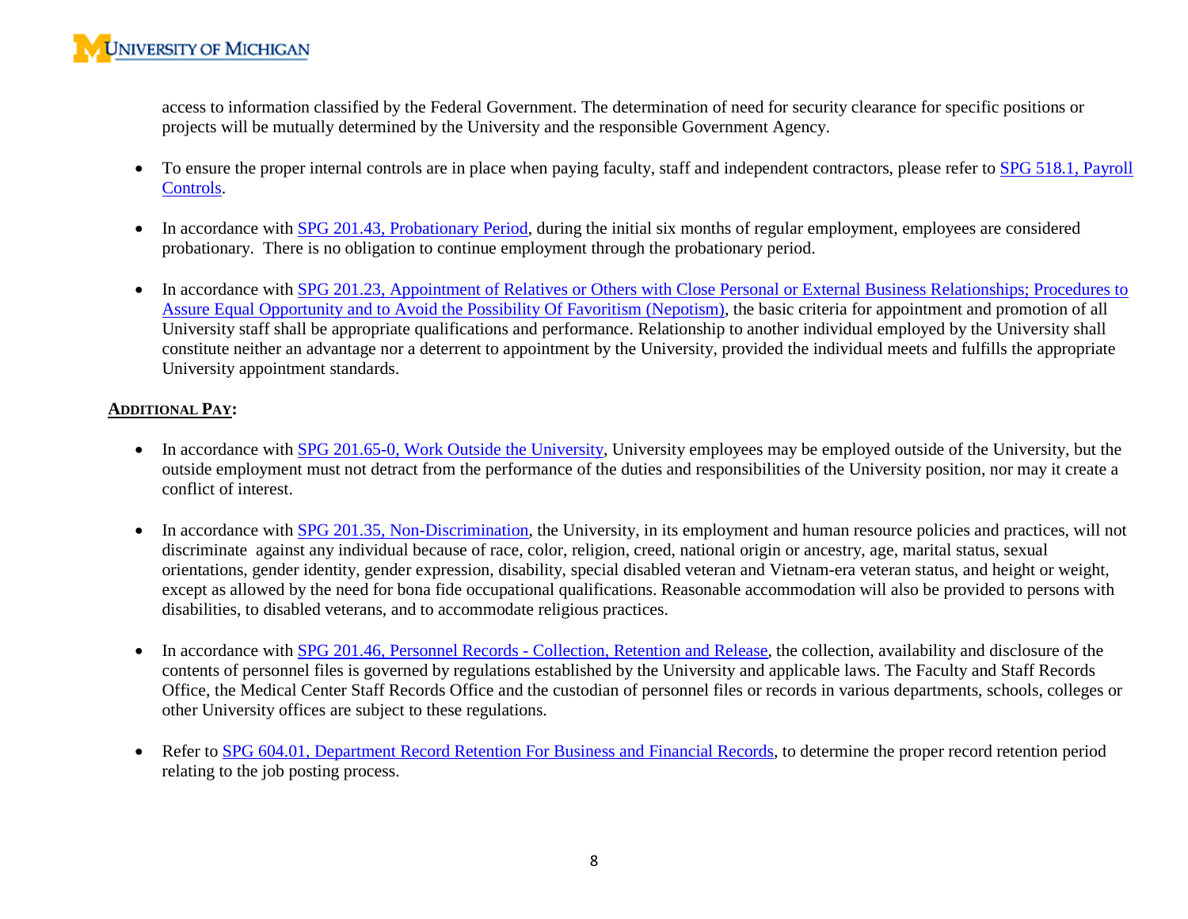access to information classified by the Federal Government. The determination of need for security clearance for specific positions or projects will be mutually determined by the University and the responsible Government Agency.

- To ensure the proper internal controls are in place when paying faculty, staff and independent contractors, please refer to SPG 518.1, Payroll Controls.

- In accordance with SPG 201.43, Probationary Period, during the initial six months of regular employment, employees are considered probationary. There is no obligation to continue employment through the probationary period.

- In accordance with SPG 201.23, Appointment of Relatives or Others with Close Personal or External Business Relationships; Procedures to Assure Equal Opportunity and to Avoid the Possibility Of Favoritism (Nepotism), the basic criteria for appointment and promotion of all University staff shall be appropriate qualifications and performance. Relationship to another individual employed by the University shall constitute neither an advantage nor a deterrent to appointment by the University, provided the individual meets and fulfills the appropriate University appointment standards.

**ADDITIONAL PAY:**

- In accordance with SPG 201.65-0, Work Outside the University, University employees may be employed outside of the University, but the outside employment must not detract from the performance of the duties and responsibilities of the University position, nor may it create a conflict of interest.

- In accordance with SPG 201.35, Non-Discrimination, the University, in its employment and human resource policies and practices, will not discriminate against any individual because of race, color, religion, creed, national origin or ancestry, age, marital status, sexual orientations, gender identity, gender expression, disability, special disabled veteran and Vietnam-era veteran status, and height or weight, except as allowed by the need for bona fide occupational qualifications. Reasonable accommodation will also be provided to persons with disabilities, to disabled veterans, and to accommodate religious practices.

- In accordance with SPG 201.46, Personnel Records - Collection, Retention and Release, the collection, availability and disclosure of the contents of personnel files is governed by regulations established by the University and applicable laws. The Faculty and Staff Records Office, the Medical Center Staff Records Office and the custodian of personnel files or records in various departments, schools, colleges or other University offices are subject to these regulations.

- Refer to SPG 604.01, Department Record Retention For Business and Financial Records, to determine the proper record retention period relating to the job posting process.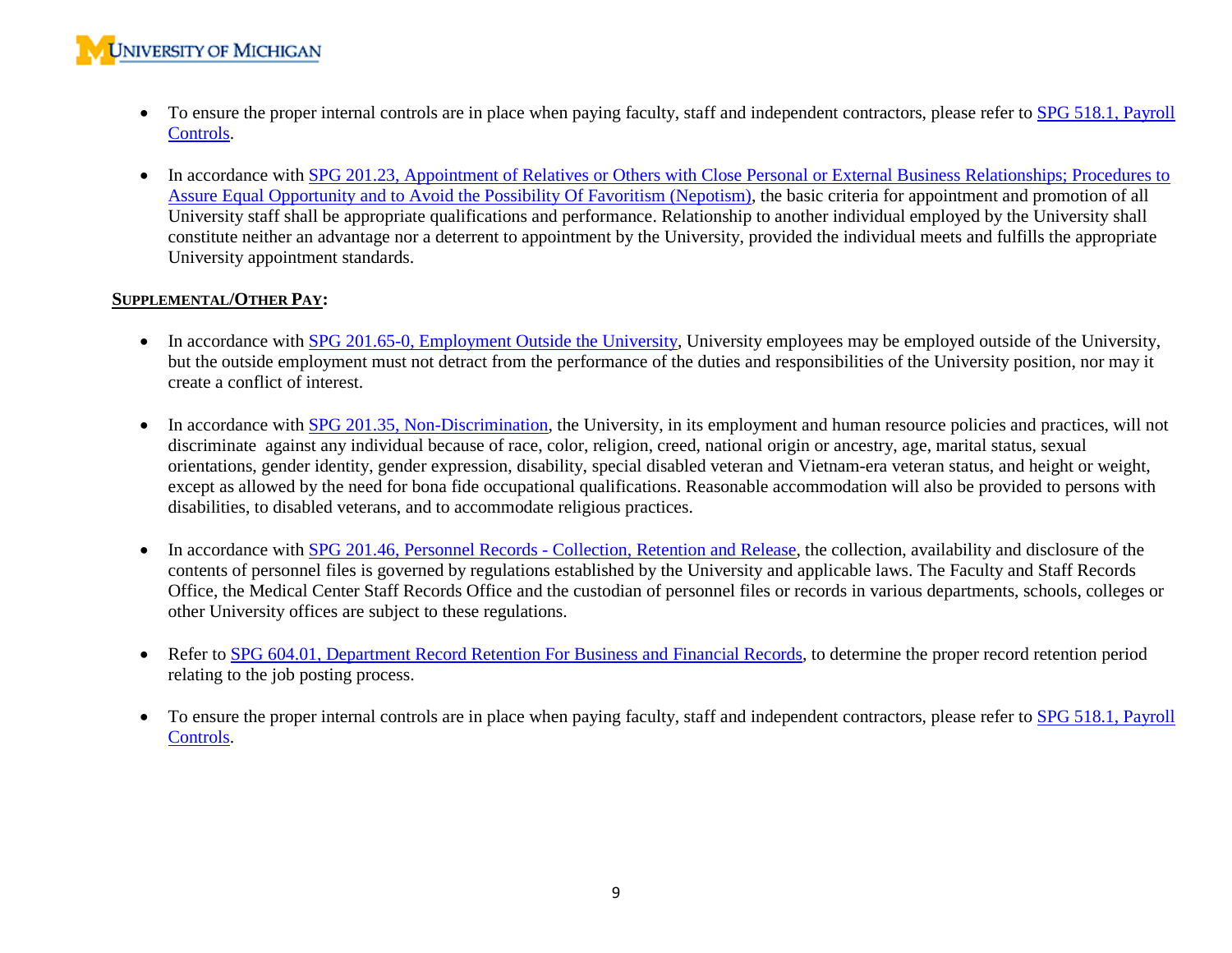- To ensure the proper internal controls are in place when paying faculty, staff and independent contractors, please refer to SPG 518.1, Payroll Controls.

- In accordance with SPG 201.23, Appointment of Relatives or Others with Close Personal or External Business Relationships; Procedures to Assure Equal Opportunity and to Avoid the Possibility Of Favoritism (Nepotism), the basic criteria for appointment and promotion of all University staff shall be appropriate qualifications and performance. Relationship to another individual employed by the University shall constitute neither an advantage nor a deterrent to appointment by the University, provided the individual meets and fulfills the appropriate University appointment standards.

**SUPPLEMENTAL/OTHER PAY:**

- In accordance with SPG 201.65-0, Employment Outside the University, University employees may be employed outside of the University, but the outside employment must not detract from the performance of the duties and responsibilities of the University position, nor may it create a conflict of interest.

- In accordance with SPG 201.35, Non-Discrimination, the University, in its employment and human resource policies and practices, will not discriminate against any individual because of race, color, religion, creed, national origin or ancestry, age, marital status, sexual orientations, gender identity, gender expression, disability, special disabled veteran and Vietnam-era veteran status, and height or weight, except as allowed by the need for bona fide occupational qualifications. Reasonable accommodation will also be provided to persons with disabilities, to disabled veterans, and to accommodate religious practices.

- In accordance with SPG 201.46, Personnel Records - Collection, Retention and Release, the collection, availability and disclosure of the contents of personnel files is governed by regulations established by the University and applicable laws. The Faculty and Staff Records Office, the Medical Center Staff Records Office and the custodian of personnel files or records in various departments, schools, colleges or other University offices are subject to these regulations.

- Refer to SPG 604.01, Department Record Retention For Business and Financial Records, to determine the proper record retention period relating to the job posting process.

- To ensure the proper internal controls are in place when paying faculty, staff and independent contractors, please refer to SPG 518.1, Payroll Controls.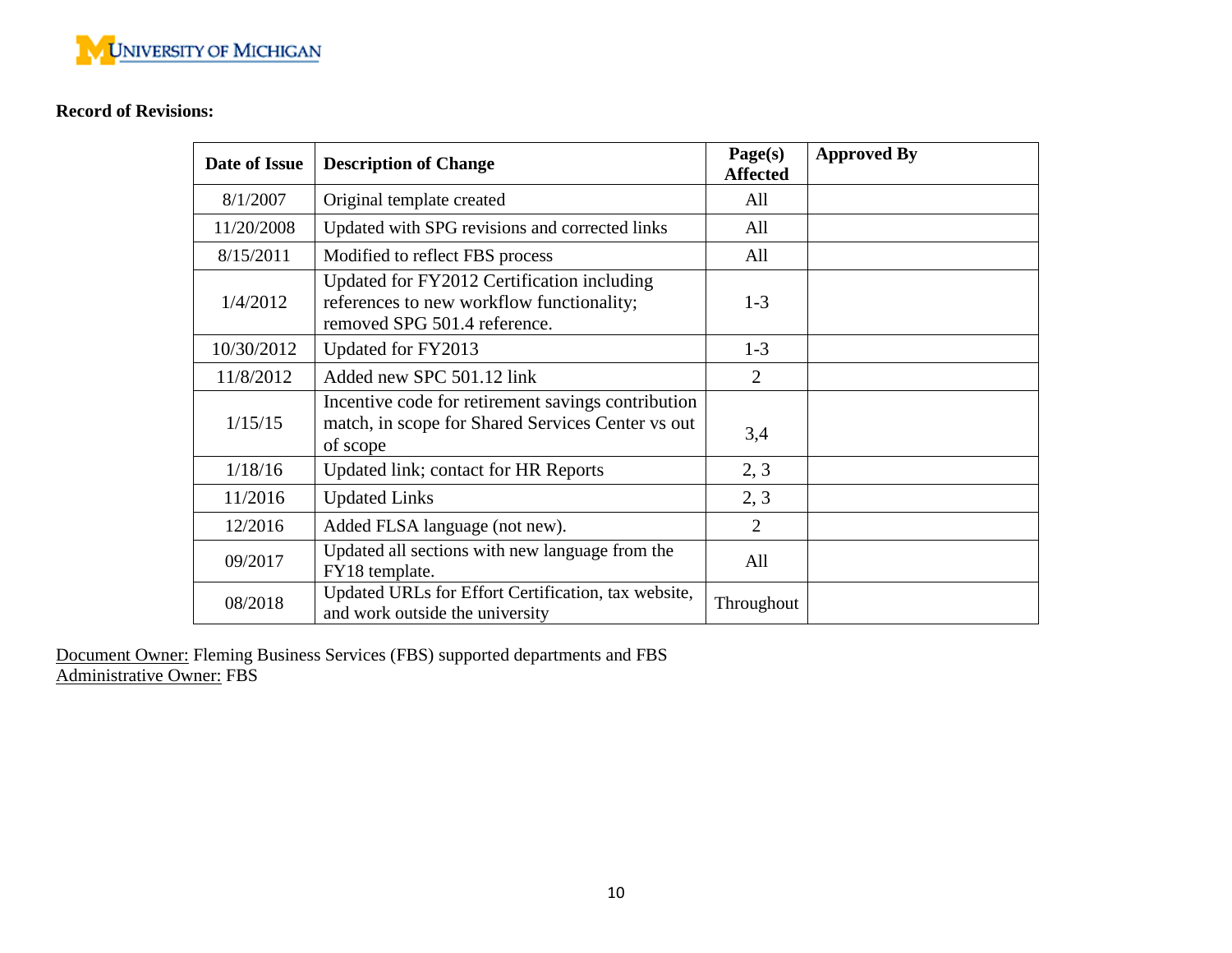**Record of Revisions:**

| Date of Issue | Description of Change | Page(s) Affected | Approved By |
|---|---|---|---|
| 8/1/2007 | Original template created | All | |
| 11/20/2008 | Updated with SPG revisions and corrected links | All | |
| 8/15/2011 | Modified to reflect FBS process | All | |
| 1/4/2012 | Updated for FY2012 Certification including references to new workflow functionality; removed SPG 501.4 reference. | 1-3 | |
| 10/30/2012 | Updated for FY2013 | 1-3 | |
| 11/8/2012 | Added new SPC 501.12 link | 2 | |
| 1/15/15 | Incentive code for retirement savings contribution match, in scope for Shared Services Center vs out of scope | 3,4 | |
| 1/18/16 | Updated link; contact for HR Reports | 2, 3 | |
| 11/2016 | Updated Links | 2, 3 | |
| 12/2016 | Added FLSA language (not new). | 2 | |
| 09/2017 | Updated all sections with new language from the FY18 template. | All | |
| 08/2018 | Updated URLs for Effort Certification, tax website, and work outside the university | Throughout | |

Document Owner: Fleming Business Services (FBS) supported departments and FBS
Administrative Owner: FBS